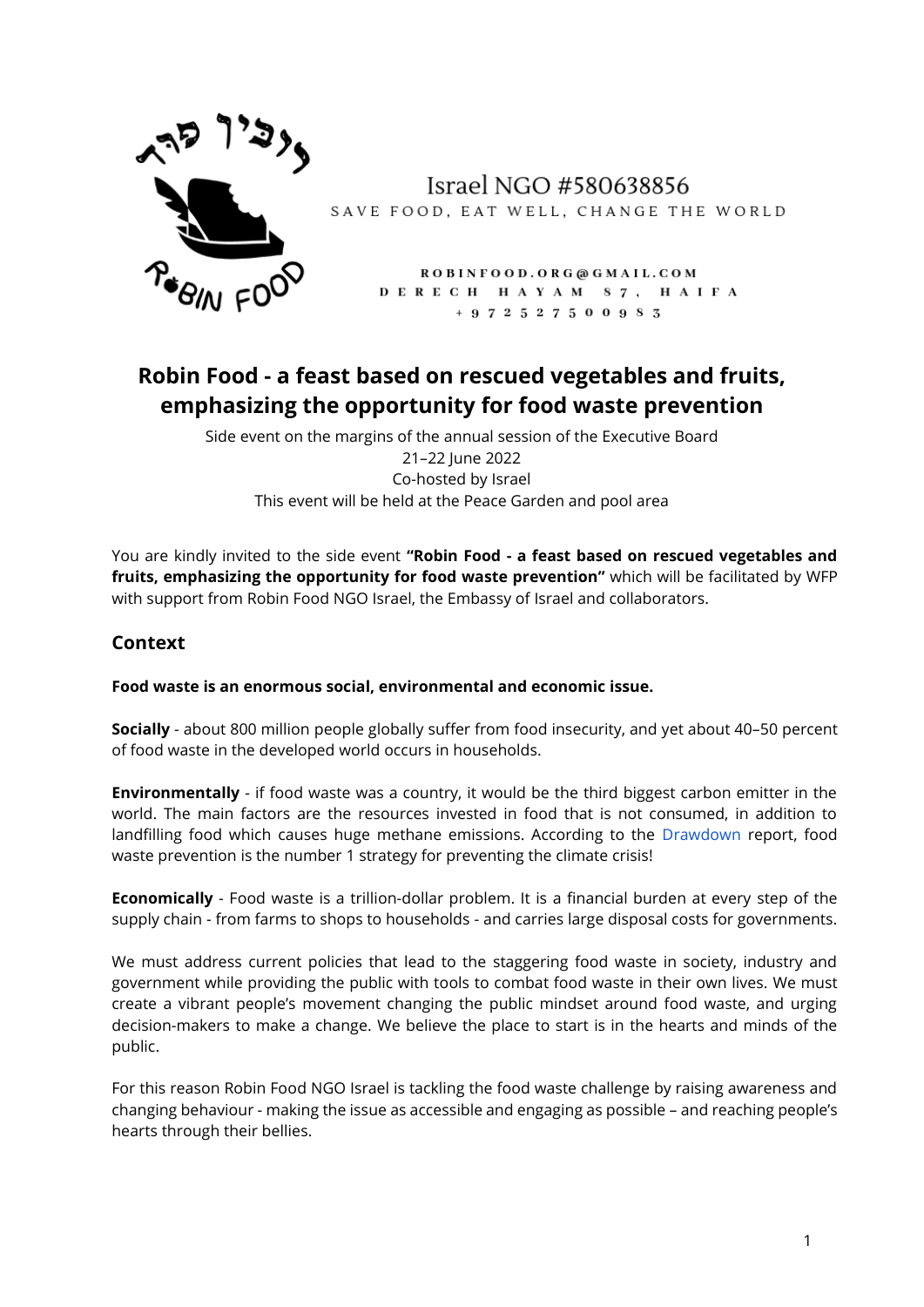רובין פוד

ROBIN FOOD

Israel NGO #580638856

SAVE FOOD, EAT WELL, CHANGE THE WORLD

ROBINFOOD.ORG@GMAIL.COM
DERECH HAYAM 87, HAIFA
+972527500983

# Robin Food - a feast based on rescued vegetables and fruits, emphasizing the opportunity for food waste prevention

Side event on the margins of the annual session of the Executive Board
21–22 June 2022
Co-hosted by Israel
This event will be held at the Peace Garden and pool area

You are kindly invited to the side event **"Robin Food - a feast based on rescued vegetables and fruits, emphasizing the opportunity for food waste prevention"** which will be facilitated by WFP with support from Robin Food NGO Israel, the Embassy of Israel and collaborators.

## Context

**Food waste is an enormous social, environmental and economic issue.**

**Socially** - about 800 million people globally suffer from food insecurity, and yet about 40–50 percent of food waste in the developed world occurs in households.

**Environmentally** - if food waste was a country, it would be the third biggest carbon emitter in the world. The main factors are the resources invested in food that is not consumed, in addition to landfilling food which causes huge methane emissions. According to the Drawdown report, food waste prevention is the number 1 strategy for preventing the climate crisis!

**Economically** - Food waste is a trillion-dollar problem. It is a financial burden at every step of the supply chain - from farms to shops to households - and carries large disposal costs for governments.

We must address current policies that lead to the staggering food waste in society, industry and government while providing the public with tools to combat food waste in their own lives. We must create a vibrant people's movement changing the public mindset around food waste, and urging decision-makers to make a change. We believe the place to start is in the hearts and minds of the public.

For this reason Robin Food NGO Israel is tackling the food waste challenge by raising awareness and changing behaviour - making the issue as accessible and engaging as possible – and reaching people's hearts through their bellies.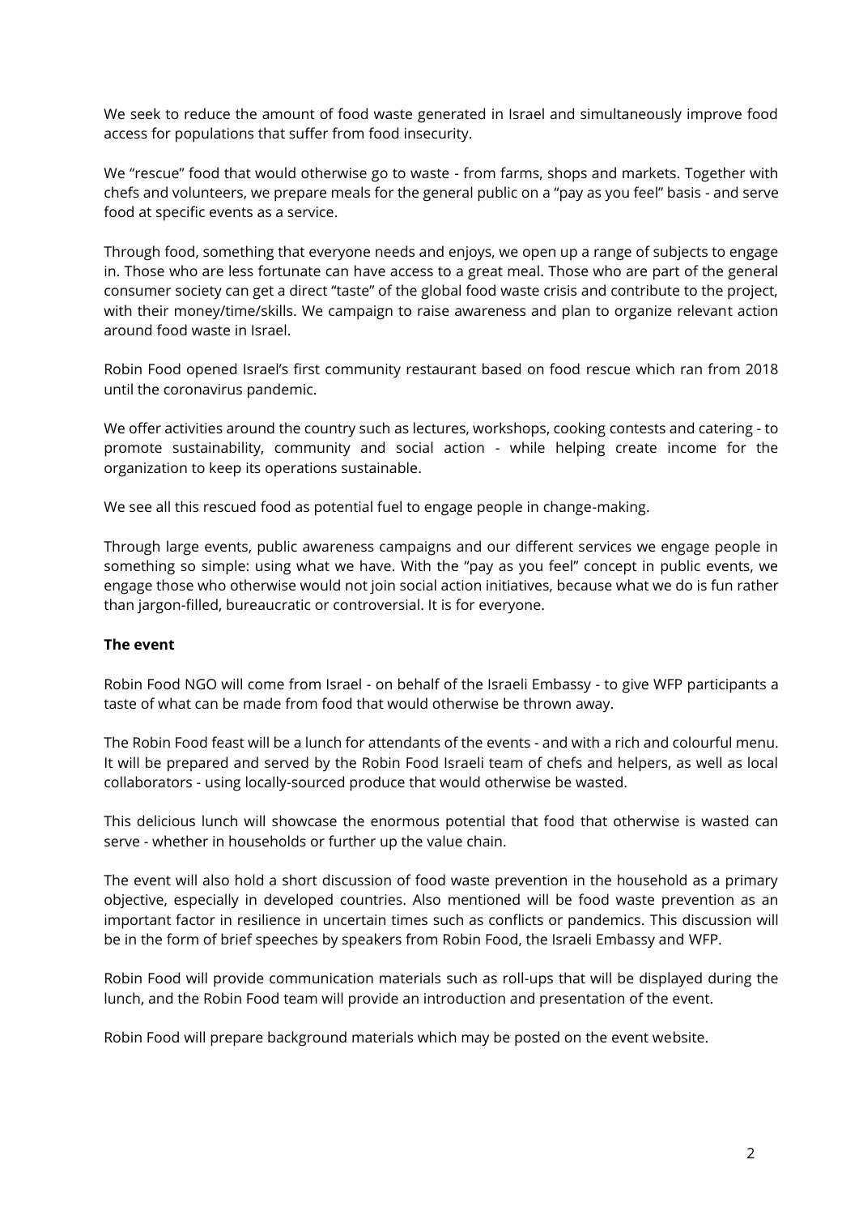We seek to reduce the amount of food waste generated in Israel and simultaneously improve food access for populations that suffer from food insecurity.

We "rescue" food that would otherwise go to waste - from farms, shops and markets. Together with chefs and volunteers, we prepare meals for the general public on a "pay as you feel" basis - and serve food at specific events as a service.

Through food, something that everyone needs and enjoys, we open up a range of subjects to engage in. Those who are less fortunate can have access to a great meal. Those who are part of the general consumer society can get a direct "taste" of the global food waste crisis and contribute to the project, with their money/time/skills. We campaign to raise awareness and plan to organize relevant action around food waste in Israel.

Robin Food opened Israel's first community restaurant based on food rescue which ran from 2018 until the coronavirus pandemic.

We offer activities around the country such as lectures, workshops, cooking contests and catering - to promote sustainability, community and social action - while helping create income for the organization to keep its operations sustainable.

We see all this rescued food as potential fuel to engage people in change-making.

Through large events, public awareness campaigns and our different services we engage people in something so simple: using what we have. With the "pay as you feel" concept in public events, we engage those who otherwise would not join social action initiatives, because what we do is fun rather than jargon-filled, bureaucratic or controversial. It is for everyone.

**The event**

Robin Food NGO will come from Israel - on behalf of the Israeli Embassy - to give WFP participants a taste of what can be made from food that would otherwise be thrown away.

The Robin Food feast will be a lunch for attendants of the events - and with a rich and colourful menu. It will be prepared and served by the Robin Food Israeli team of chefs and helpers, as well as local collaborators - using locally-sourced produce that would otherwise be wasted.

This delicious lunch will showcase the enormous potential that food that otherwise is wasted can serve - whether in households or further up the value chain.

The event will also hold a short discussion of food waste prevention in the household as a primary objective, especially in developed countries. Also mentioned will be food waste prevention as an important factor in resilience in uncertain times such as conflicts or pandemics. This discussion will be in the form of brief speeches by speakers from Robin Food, the Israeli Embassy and WFP.

Robin Food will provide communication materials such as roll-ups that will be displayed during the lunch, and the Robin Food team will provide an introduction and presentation of the event.

Robin Food will prepare background materials which may be posted on the event website.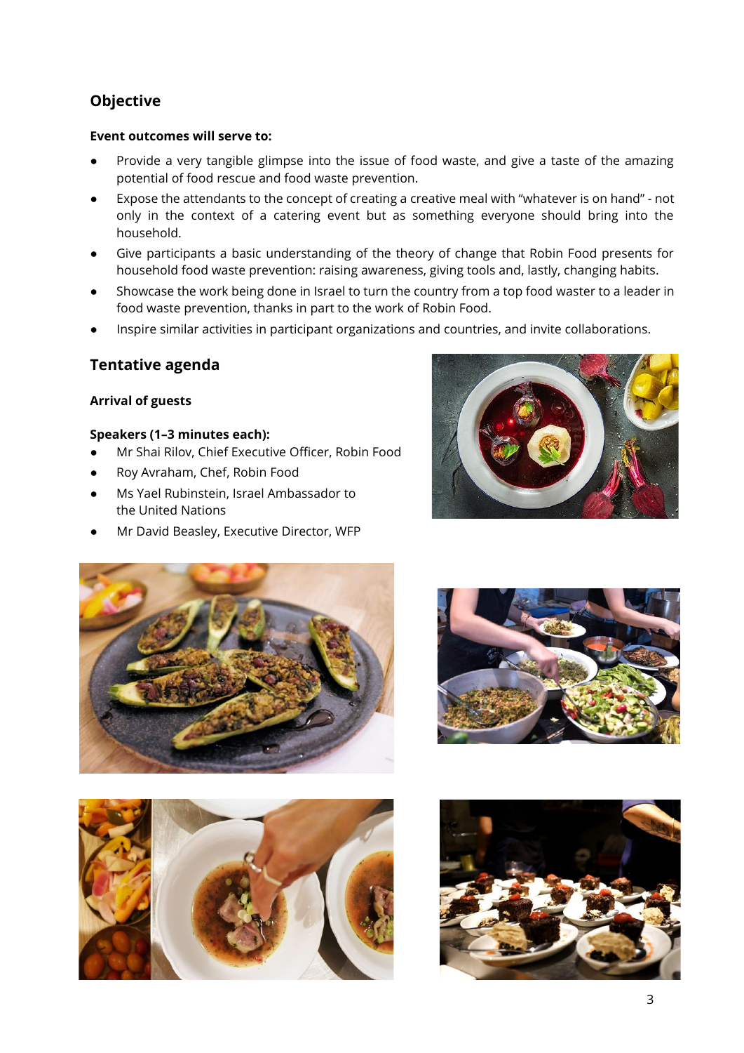## Objective

**Event outcomes will serve to:**

- Provide a very tangible glimpse into the issue of food waste, and give a taste of the amazing potential of food rescue and food waste prevention.
- Expose the attendants to the concept of creating a creative meal with "whatever is on hand" - not only in the context of a catering event but as something everyone should bring into the household.
- Give participants a basic understanding of the theory of change that Robin Food presents for household food waste prevention: raising awareness, giving tools and, lastly, changing habits.
- Showcase the work being done in Israel to turn the country from a top food waster to a leader in food waste prevention, thanks in part to the work of Robin Food.
- Inspire similar activities in participant organizations and countries, and invite collaborations.

## Tentative agenda

**Arrival of guests**

**Speakers (1–3 minutes each):**

- Mr Shai Rilov, Chief Executive Officer, Robin Food
- Roy Avraham, Chef, Robin Food
- Ms Yael Rubinstein, Israel Ambassador to the United Nations
- Mr David Beasley, Executive Director, WFP